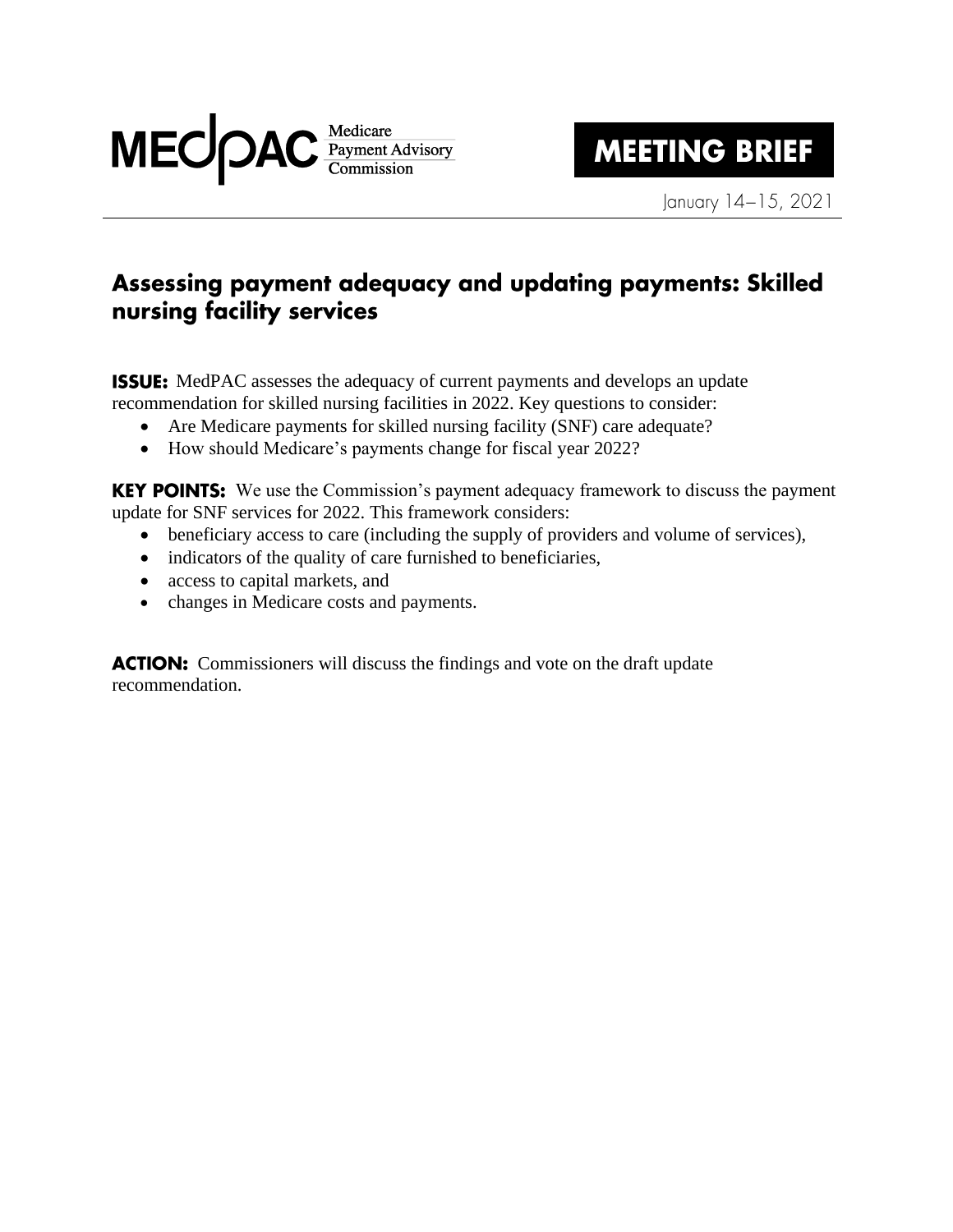MEDPAC Medicare Payment Advisory Commission

**MEETING BRIEF**

January 14–15, 2021

# Assessing payment adequacy and updating payments: Skilled nursing facility services

**ISSUE:** MedPAC assesses the adequacy of current payments and develops an update recommendation for skilled nursing facilities in 2022. Key questions to consider:

- Are Medicare payments for skilled nursing facility (SNF) care adequate?
- How should Medicare's payments change for fiscal year 2022?

**KEY POINTS:** We use the Commission's payment adequacy framework to discuss the payment update for SNF services for 2022. This framework considers:

- beneficiary access to care (including the supply of providers and volume of services),
- indicators of the quality of care furnished to beneficiaries,
- access to capital markets, and
- changes in Medicare costs and payments.

**ACTION:** Commissioners will discuss the findings and vote on the draft update recommendation.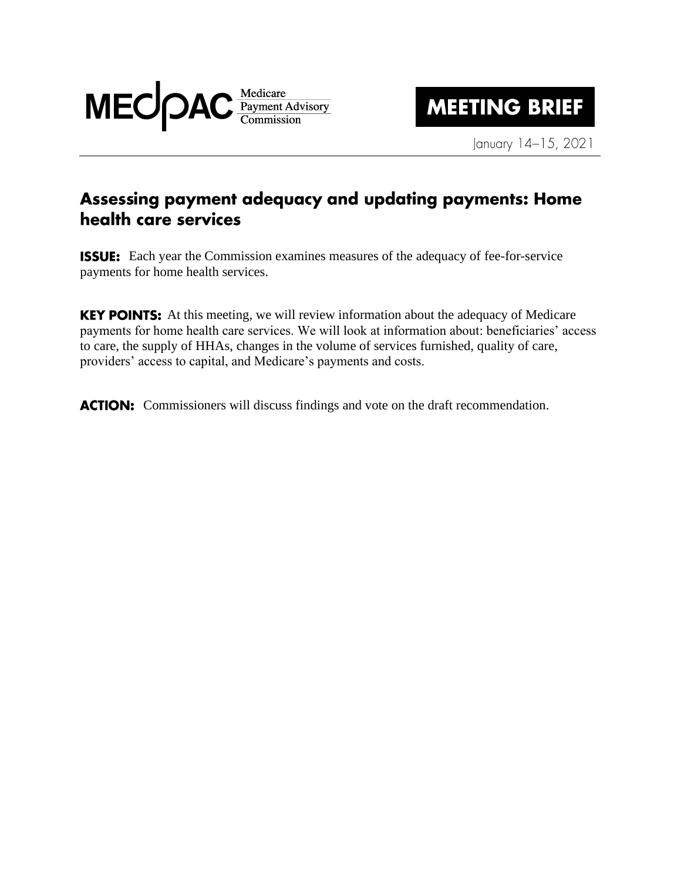# MEDPAC Medicare Payment Advisory Commission

**MEETING BRIEF**

January 14–15, 2021

## Assessing payment adequacy and updating payments: Home health care services

**ISSUE:** Each year the Commission examines measures of the adequacy of fee-for-service payments for home health services.

**KEY POINTS:** At this meeting, we will review information about the adequacy of Medicare payments for home health care services. We will look at information about: beneficiaries' access to care, the supply of HHAs, changes in the volume of services furnished, quality of care, providers' access to capital, and Medicare's payments and costs.

**ACTION:** Commissioners will discuss findings and vote on the draft recommendation.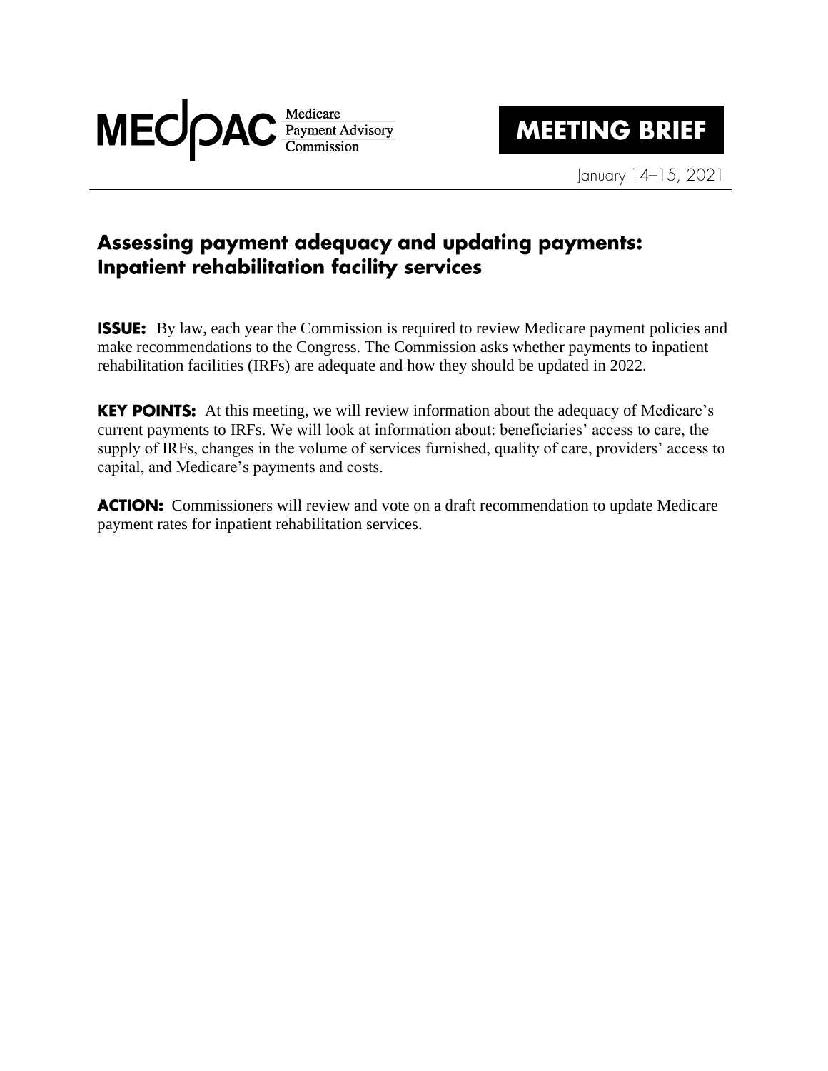# MEDPAC Medicare Payment Advisory Commission

# MEETING BRIEF

January 14–15, 2021

## Assessing payment adequacy and updating payments: Inpatient rehabilitation facility services

**ISSUE:** By law, each year the Commission is required to review Medicare payment policies and make recommendations to the Congress. The Commission asks whether payments to inpatient rehabilitation facilities (IRFs) are adequate and how they should be updated in 2022.

**KEY POINTS:** At this meeting, we will review information about the adequacy of Medicare's current payments to IRFs. We will look at information about: beneficiaries' access to care, the supply of IRFs, changes in the volume of services furnished, quality of care, providers' access to capital, and Medicare's payments and costs.

**ACTION:** Commissioners will review and vote on a draft recommendation to update Medicare payment rates for inpatient rehabilitation services.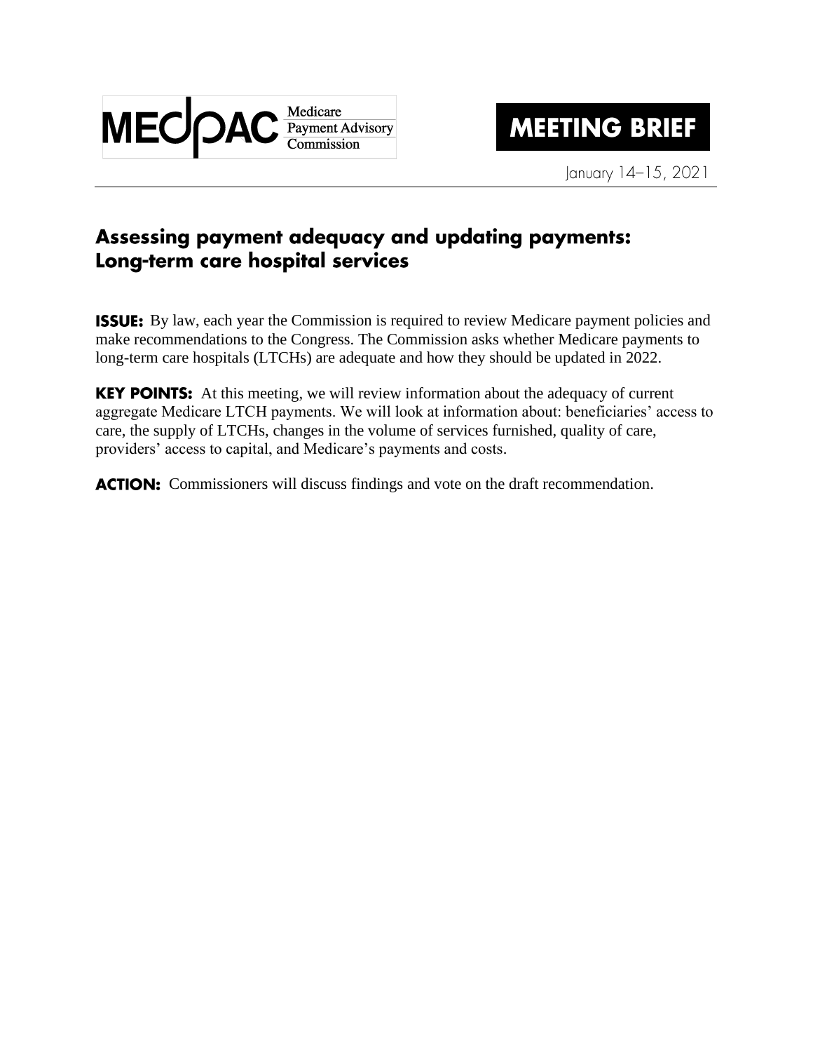MEDPAC Medicare Payment Advisory Commission

**MEETING BRIEF**

January 14–15, 2021

## Assessing payment adequacy and updating payments: Long-term care hospital services

**ISSUE:** By law, each year the Commission is required to review Medicare payment policies and make recommendations to the Congress. The Commission asks whether Medicare payments to long-term care hospitals (LTCHs) are adequate and how they should be updated in 2022.

**KEY POINTS:** At this meeting, we will review information about the adequacy of current aggregate Medicare LTCH payments. We will look at information about: beneficiaries' access to care, the supply of LTCHs, changes in the volume of services furnished, quality of care, providers' access to capital, and Medicare's payments and costs.

**ACTION:** Commissioners will discuss findings and vote on the draft recommendation.